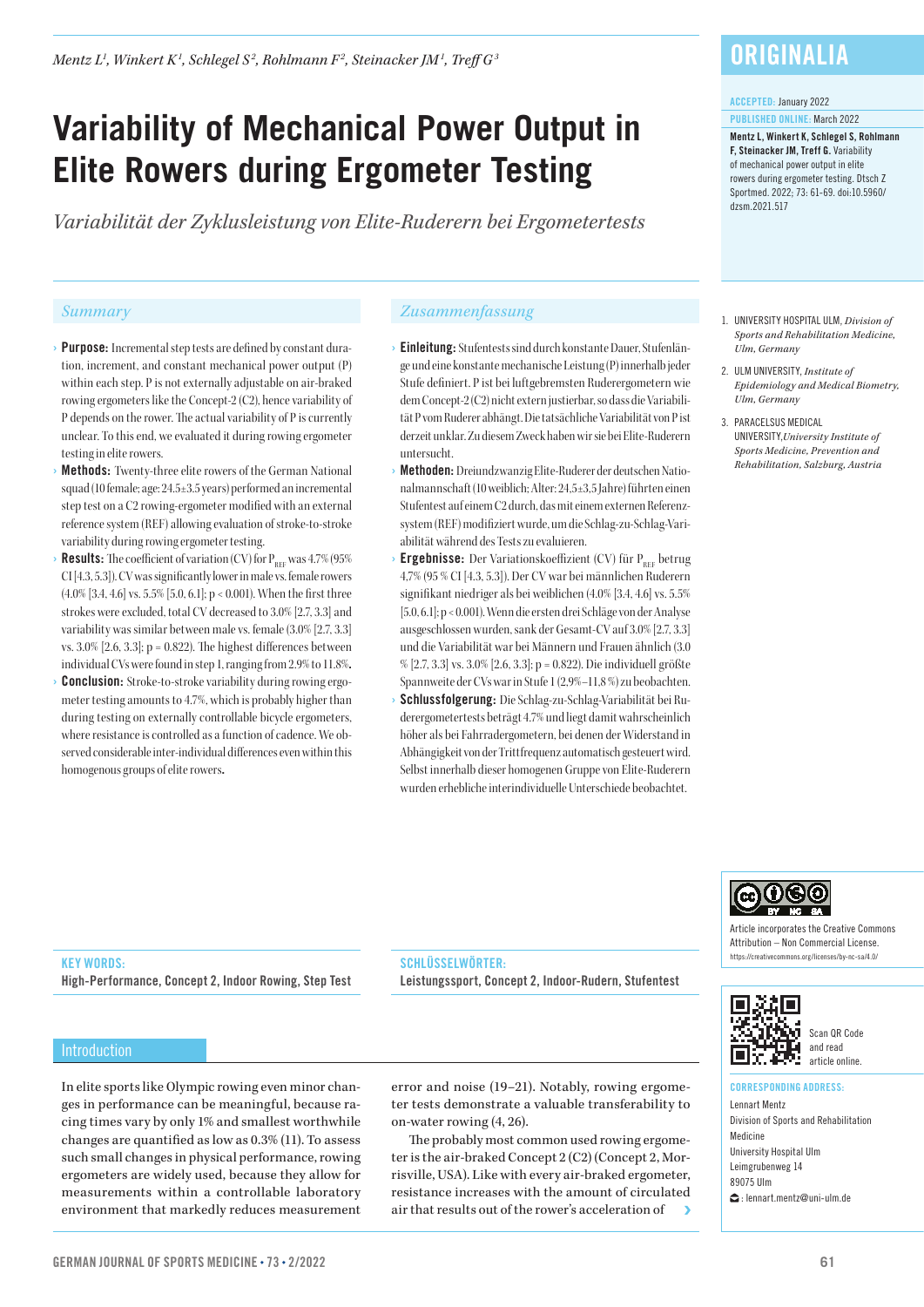Mentz L[1], Winkert K[1], Schlegel S[2], Rohlmann F[2], Steinacker JM[1], Treff G[3]

# Variability of Mechanical Power Output in Elite Rowers during Ergometer Testing

*Variabilität der Zyklusleistung von Elite-Ruderern bei Ergometertests*

**ORIGINALIA**

ACCEPTED: January 2022

PUBLISHED ONLINE: March 2022

**Mentz L, Winkert K, Schlegel S, Rohlmann F, Steinacker JM, Treff G.** Variability of mechanical power output in elite rowers during ergometer testing. Dtsch Z Sportmed. 2022; 73: 61-69. doi:10.5960/dzsm.2021.517

1. UNIVERSITY HOSPITAL ULM, *Division of Sports and Rehabilitation Medicine, Ulm, Germany*
2. ULM UNIVERSITY, *Institute of Epidemiology and Medical Biometry, Ulm, Germany*
3. PARACELSUS MEDICAL UNIVERSITY, *University Institute of Sports Medicine, Prevention and Rehabilitation, Salzburg, Austria*

## Summary

- **Purpose:** Incremental step tests are defined by constant duration, increment, and constant mechanical power output (P) within each step. P is not externally adjustable on air-braked rowing ergometers like the Concept-2 (C2), hence variability of P depends on the rower. The actual variability of P is currently unclear. To this end, we evaluated it during rowing ergometer testing in elite rowers.
- **Methods:** Twenty-three elite rowers of the German National squad (10 female; age: 24.5±3.5 years) performed an incremental step test on a C2 rowing-ergometer modified with an external reference system (REF) allowing evaluation of stroke-to-stroke variability during rowing ergometer testing.
- **Results:** The coefficient of variation (CV) for $P_{REF}$ was 4.7% (95% CI [4.3, 5.3]). CV was significantly lower in male vs. female rowers (4.0% [3.4, 4.6] vs. 5.5% [5.0, 6.1]; p < 0.001). When the first three strokes were excluded, total CV decreased to 3.0% [2.7, 3.3] and variability was similar between male vs. female (3.0% [2.7, 3.3] vs. 3.0% [2.6, 3.3]; p = 0.822). The highest differences between individual CVs were found in step 1, ranging from 2.9% to 11.8%.
- **Conclusion:** Stroke-to-stroke variability during rowing ergometer testing amounts to 4.7%, which is probably higher than during testing on externally controllable bicycle ergometers, where resistance is controlled as a function of cadence. We observed considerable inter-individual differences even within this homogenous groups of elite rowers.

**KEY WORDS:**
High-Performance, Concept 2, Indoor Rowing, Step Test

## Zusammenfassung

- **Einleitung:** Stufentests sind durch konstante Dauer, Stufenlänge und eine konstante mechanische Leistung (P) innerhalb jeder Stufe definiert. P ist bei luftgebremsten Rudererergometern wie dem Concept-2 (C2) nicht extern justierbar, so dass die Variabilität P vom Ruderer abhängt. Die tatsächliche Variabilität von P ist derzeit unklar. Zu diesem Zweck haben wir sie bei Elite-Ruderern untersucht.
- **Methoden:** Dreiundzwanzig Elite-Ruderer der deutschen Nationalmannschaft (10 weiblich; Alter: 24,5±3,5 Jahre) führten einen Stufentest auf einem C2 durch, das mit einem externen Referenzsystem (REF) modifiziert wurde, um die Schlag-zu-Schlag-Variabilität während des Tests zu evaluieren.
- **Ergebnisse:** Der Variationskoeffizient (CV) für $P_{REF}$ betrug 4,7% (95 % CI [4.3, 5.3]). Der CV war bei männlichen Ruderern signifikant niedriger als bei weiblichen (4.0% [3.4, 4.6] vs. 5.5% [5.0, 6.1]; p < 0.001). Wenn die ersten drei Schläge von der Analyse ausgeschlossen wurden, sank der Gesamt-CV auf 3.0% [2.7, 3.3] und die Variabilität war bei Männern und Frauen ähnlich (3.0 % [2.7, 3.3] vs. 3.0% [2.6, 3.3]; p = 0.822). Die individuell größte Spannweite der CVs war in Stufe 1 (2,9%–11,8 %) zu beobachten.
- **Schlussfolgerung:** Die Schlag-zu-Schlag-Variabilität bei Rudererergometertests beträgt 4.7% und liegt damit wahrscheinlich höher als bei Fahrradergometern, bei denen der Widerstand in Abhängigkeit von der Trittfrequenz automatisch gesteuert wird. Selbst innerhalb dieser homogenen Gruppe von Elite-Ruderern wurden erhebliche interindividuelle Unterschiede beobachtet.

**SCHLÜSSELWÖRTER:**
Leistungssport, Concept 2, Indoor-Rudern, Stufentest

Article incorporates the Creative Commons Attribution – Non Commercial License. https://creativecommons.org/licenses/by-nc-sa/4.0/

Scan QR Code and read article online.

CORRESPONDING ADDRESS:
Lennart Mentz
Division of Sports and Rehabilitation Medicine
University Hospital Ulm
Leimgrubenweg 14
89075 Ulm
: lennart.mentz@uni-ulm.de

## Introduction

In elite sports like Olympic rowing even minor changes in performance can be meaningful, because racing times vary by only 1% and smallest worthwhile changes are quantified as low as 0.3% (11). To assess such small changes in physical performance, rowing ergometers are widely used, because they allow for measurements within a controllable laboratory environment that markedly reduces measurement error and noise (19–21). Notably, rowing ergometer tests demonstrate a valuable transferability to on-water rowing (4, 26).

The probably most common used rowing ergometer is the air-braked Concept 2 (C2) (Concept 2, Morrisville, USA). Like with every air-braked ergometer, resistance increases with the amount of circulated air that results out of the rower's acceleration of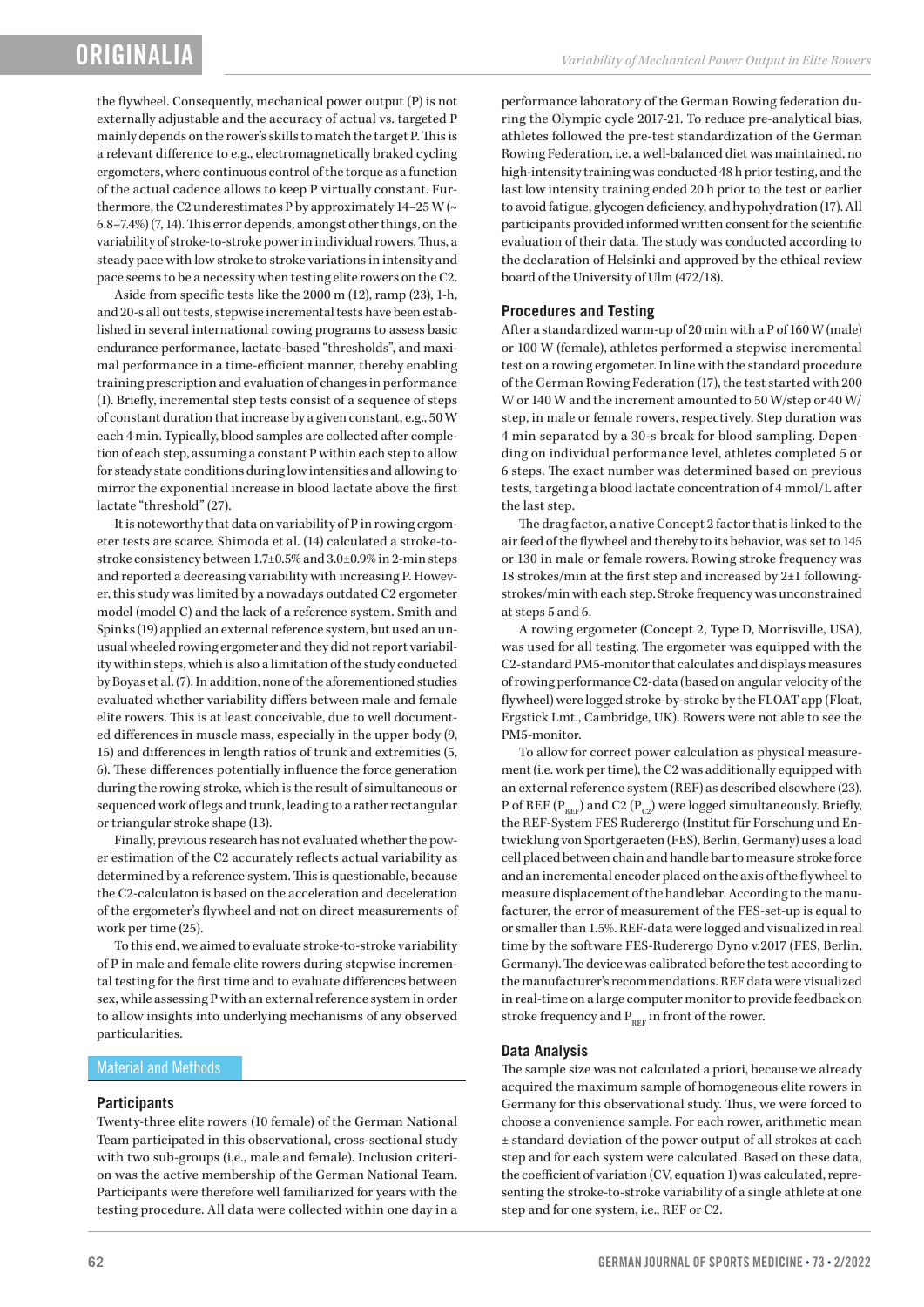the flywheel. Consequently, mechanical power output (P) is not externally adjustable and the accuracy of actual vs. targeted P mainly depends on the rower's skills to match the target P. This is a relevant difference to e.g., electromagnetically braked cycling ergometers, where continuous control of the torque as a function of the actual cadence allows to keep P virtually constant. Furthermore, the C2 underestimates P by approximately 14–25 W (~ 6.8–7.4%) (7, 14). This error depends, amongst other things, on the variability of stroke-to-stroke power in individual rowers. Thus, a steady pace with low stroke to stroke variations in intensity and pace seems to be a necessity when testing elite rowers on the C2.

Aside from specific tests like the 2000 m (12), ramp (23), 1-h, and 20-s all out tests, stepwise incremental tests have been established in several international rowing programs to assess basic endurance performance, lactate-based "thresholds", and maximal performance in a time-efficient manner, thereby enabling training prescription and evaluation of changes in performance (1). Briefly, incremental step tests consist of a sequence of steps of constant duration that increase by a given constant, e.g., 50 W each 4 min. Typically, blood samples are collected after completion of each step, assuming a constant P within each step to allow for steady state conditions during low intensities and allowing to mirror the exponential increase in blood lactate above the first lactate "threshold" (27).

It is noteworthy that data on variability of P in rowing ergometer tests are scarce. Shimoda et al. (14) calculated a stroke-to-stroke consistency between 1.7±0.5% and 3.0±0.9% in 2-min steps and reported a decreasing variability with increasing P. However, this study was limited by a nowadays outdated C2 ergometer model (model C) and the lack of a reference system. Smith and Spinks (19) applied an external reference system, but used an unusual wheeled rowing ergometer and they did not report variability within steps, which is also a limitation of the study conducted by Boyas et al. (7). In addition, none of the aforementioned studies evaluated whether variability differs between male and female elite rowers. This is at least conceivable, due to well documented differences in muscle mass, especially in the upper body (9, 15) and differences in length ratios of trunk and extremities (5, 6). These differences potentially influence the force generation during the rowing stroke, which is the result of simultaneous or sequenced work of legs and trunk, leading to a rather rectangular or triangular stroke shape (13).

Finally, previous research has not evaluated whether the power estimation of the C2 accurately reflects actual variability as determined by a reference system. This is questionable, because the C2-calculaton is based on the acceleration and deceleration of the ergometer's flywheel and not on direct measurements of work per time (25).

To this end, we aimed to evaluate stroke-to-stroke variability of P in male and female elite rowers during stepwise incremental testing for the first time and to evaluate differences between sex, while assessing P with an external reference system in order to allow insights into underlying mechanisms of any observed particularities.

## Material and Methods

### Participants

Twenty-three elite rowers (10 female) of the German National Team participated in this observational, cross-sectional study with two sub-groups (i.e., male and female). Inclusion criterion was the active membership of the German National Team. Participants were therefore well familiarized for years with the testing procedure. All data were collected within one day in a performance laboratory of the German Rowing federation during the Olympic cycle 2017-21. To reduce pre-analytical bias, athletes followed the pre-test standardization of the German Rowing Federation, i.e. a well-balanced diet was maintained, no high-intensity training was conducted 48 h prior testing, and the last low intensity training ended 20 h prior to the test or earlier to avoid fatigue, glycogen deficiency, and hypohydration (17). All participants provided informed written consent for the scientific evaluation of their data. The study was conducted according to the declaration of Helsinki and approved by the ethical review board of the University of Ulm (472/18).

### Procedures and Testing

After a standardized warm-up of 20 min with a P of 160 W (male) or 100 W (female), athletes performed a stepwise incremental test on a rowing ergometer. In line with the standard procedure of the German Rowing Federation (17), the test started with 200 W or 140 W and the increment amounted to 50 W/step or 40 W/step, in male or female rowers, respectively. Step duration was 4 min separated by a 30-s break for blood sampling. Depending on individual performance level, athletes completed 5 or 6 steps. The exact number was determined based on previous tests, targeting a blood lactate concentration of 4 mmol/L after the last step.

The drag factor, a native Concept 2 factor that is linked to the air feed of the flywheel and thereby to its behavior, was set to 145 or 130 in male or female rowers. Rowing stroke frequency was 18 strokes/min at the first step and increased by 2±1 following-strokes/min with each step. Stroke frequency was unconstrained at steps 5 and 6.

A rowing ergometer (Concept 2, Type D, Morrisville, USA), was used for all testing. The ergometer was equipped with the C2-standard PM5-monitor that calculates and displays measures of rowing performance C2-data (based on angular velocity of the flywheel) were logged stroke-by-stroke by the FLOAT app (Float, Ergstick Lmt., Cambridge, UK). Rowers were not able to see the PM5-monitor.

To allow for correct power calculation as physical measurement (i.e. work per time), the C2 was additionally equipped with an external reference system (REF) as described elsewhere (23). P of REF ($P_{REF}$) and C2 ($P_{C2}$) were logged simultaneously. Briefly, the REF-System FES Ruderergo (Institut für Forschung und Entwicklung von Sportgeraeten (FES), Berlin, Germany) uses a load cell placed between chain and handle bar to measure stroke force and an incremental encoder placed on the axis of the flywheel to measure displacement of the handlebar. According to the manufacturer, the error of measurement of the FES-set-up is equal to or smaller than 1.5%. REF-data were logged and visualized in real time by the software FES-Ruderergo Dyno v.2017 (FES, Berlin, Germany). The device was calibrated before the test according to the manufacturer's recommendations. REF data were visualized in real-time on a large computer monitor to provide feedback on stroke frequency and $P_{REF}$ in front of the rower.

### Data Analysis

The sample size was not calculated a priori, because we already acquired the maximum sample of homogeneous elite rowers in Germany for this observational study. Thus, we were forced to choose a convenience sample. For each rower, arithmetic mean ± standard deviation of the power output of all strokes at each step and for each system were calculated. Based on these data, the coefficient of variation (CV, equation 1) was calculated, representing the stroke-to-stroke variability of a single athlete at one step and for one system, i.e., REF or C2.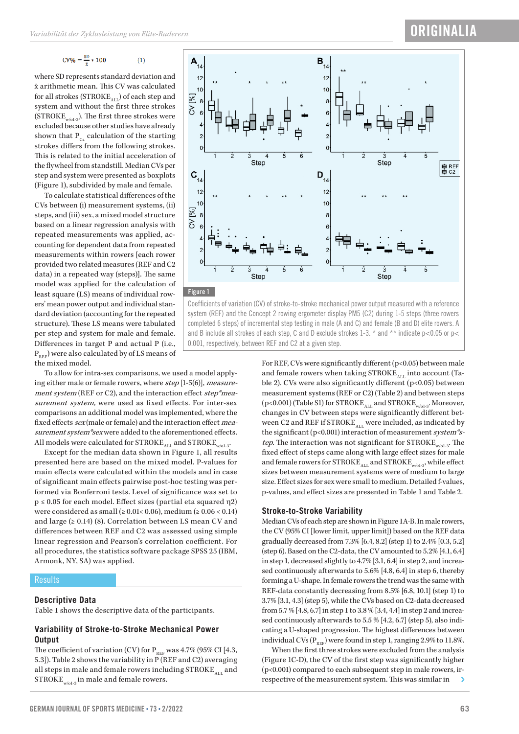$$CV\% = \frac{SD}{\bar{x}} * 100 \qquad (1)$$

where SD represents standard deviation and $\bar{x}$ arithmetic mean. This CV was calculated for all strokes ($STROKE_{ALL}$) of each step and system and without the first three strokes ($STROKE_{w/o1\text{-}3}$). The first three strokes were excluded because other studies have already shown that $P_{C_2}$ calculation of the starting strokes differs from the following strokes. This is related to the initial acceleration of the flywheel from standstill. Median CVs per step and system were presented as boxplots (Figure 1), subdivided by male and female.

To calculate statistical differences of the CVs between (i) measurement systems, (ii) steps, and (iii) sex, a mixed model structure based on a linear regression analysis with repeated measurements was applied, accounting for dependent data from repeated measurements within rowers [each rower provided two related measures (REF and C2 data) in a repeated way (steps)]. The same model was applied for the calculation of least square (LS) means of individual rowers' mean power output and individual standard deviation (accounting for the repeated structure). These LS means were tabulated per step and system for male and female. Differences in target P and actual P (i.e., $P_{REF}$) were also calculated by LS means of the mixed model.

To allow for intra-sex comparisons, we used a model applying either male or female rowers, where *step* [1-5(6)], *measurement system* (REF or C2), and the interaction effect *step\*measurement system,* were used as fixed effects. For inter-sex comparisons an additional model was implemented, where the fixed effects *sex* (male or female) and the interaction effect *measurement system\*sex* were added to the aforementioned effects. All models were calculated for $STROKE_{ALL}$ and $STROKE_{w/o1\text{-}3}$.

Except for the median data shown in Figure 1, all results presented here are based on the mixed model. P-values for main effects were calculated within the models and in case of significant main effects pairwise post-hoc testing was performed via Bonferroni tests. Level of significance was set to $p \leq 0.05$ for each model. Effect sizes (partial eta squared $\eta 2$) were considered as small ($\geq 0.01 < 0.06$), medium ($\geq 0.06 < 0.14$) and large ($\geq 0.14$) (8). Correlation between LS mean CV and differences between REF and C2 was assessed using simple linear regression and Pearson's correlation coefficient. For all procedures, the statistics software package SPSS 25 (IBM, Armonk, NY, SA) was applied.

## Results

### Descriptive Data

Table 1 shows the descriptive data of the participants.

### Variability of Stroke-to-Stroke Mechanical Power Output

The coefficient of variation (CV) for $P_{REF}$ was 4.7% (95% CI [4.3, 5.3]). Table 2 shows the variability in P (REF and C2) averaging all steps in male and female rowers including $STROKE_{ALL}$ and $STROKE_{w/o1\text{-}3}$ in male and female rowers.

Figure 1

Coefficients of variation (CV) of stroke-to-stroke mechanical power output measured with a reference system (REF) and the Concept 2 rowing ergometer display PM5 (C2) during 1-5 steps (three rowers completed 6 steps) of incremental step testing in male (A and C) and female (B and D) elite rowers. A and B include all strokes of each step, C and D exclude strokes 1-3. \* and \*\* indicate p<0.05 or p< 0.001, respectively, between REF and C2 at a given step.

For REF, CVs were significantly different ($p<0.05$) between male and female rowers when taking $STROKE_{ALL}$ into account (Table 2). CVs were also significantly different ($p<0.05$) between measurement systems (REF or C2) (Table 2) and between steps ($p<0.001$) (Table S1) for $STROKE_{ALL}$ and $STROKE_{w/o1\text{-}3}$. Moreover, changes in CV between steps were significantly different between C2 and REF if $STROKE_{ALL}$ were included, as indicated by the significant ($p<0.001$) interaction of measurement *system\*step*. The interaction was not significant for $STROKE_{w/o1\text{-}3}$. The fixed effect of steps came along with large effect sizes for male and female rowers for $STROKE_{ALL}$ and $STROKE_{w/o1\text{-}3}$, while effect sizes between measurement systems were of medium to large size. Effect sizes for sex were small to medium. Detailed f-values, p-values, and effect sizes are presented in Table 1 and Table 2.

### Stroke-to-Stroke Variability

Median CVs of each step are shown in Figure 1A-B. In male rowers, the CV (95% CI [lower limit, upper limit]) based on the REF data gradually decreased from 7.3% [6.4, 8.2] (step 1) to 2.4% [0.3, 5.2] (step 6). Based on the C2-data, the CV amounted to 5.2% [4.1, 6.4] in step 1, decreased slightly to 4.7% [3.1, 6.4] in step 2, and increased continuously afterwards to 5.6% [4.8, 6.4] in step 6, thereby forming a U-shape. In female rowers the trend was the same with REF-data constantly decreasing from 8.5% [6.8, 10.1] (step 1) to 3.7% [3.1, 4.3] (step 5), while the CVs based on C2-data decreased from 5.7 % [4.8, 6.7] in step 1 to 3.8 % [3.4, 4.4] in step 2 and increased continuously afterwards to 5.5 % [4.2, 6.7] (step 5), also indicating a U-shaped progression. The highest differences between individual CVs ($P_{REF}$) were found in step 1, ranging 2.9% to 11.8%.

When the first three strokes were excluded from the analysis (Figure 1C-D), the CV of the first step was significantly higher ($p<0.001$) compared to each subsequent step in male rowers, irrespective of the measurement system. This was similar in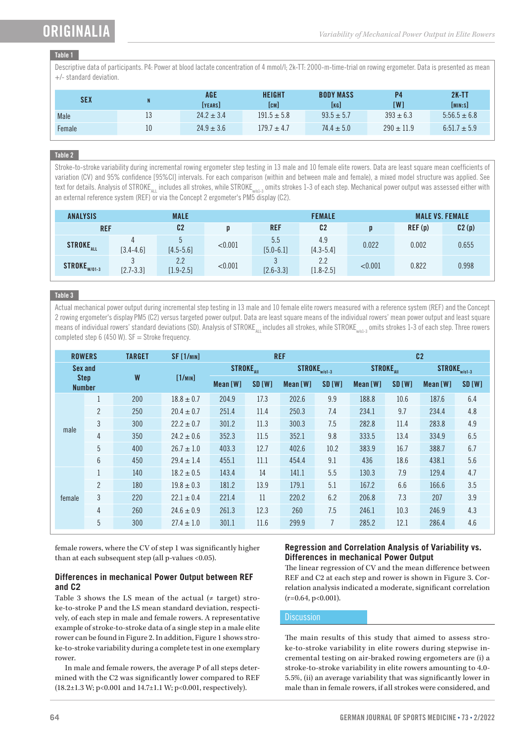**Table 1**

Descriptive data of participants. P4: Power at blood lactate concentration of 4 mmol/l; 2k-TT: 2000-m-time-trial on rowing ergometer. Data is presented as mean +/- standard deviation.

| SEX | N | AGE [YEARS] | HEIGHT [CM] | BODY MASS [KG] | P4 [W] | 2K-TT [MIN:S] |
|---|---|---|---|---|---|---|
| Male | 13 | 24.2 ± 3.4 | 191.5 ± 5.8 | 93.5 ± 5.7 | 393 ± 6.3 | 5:56.5 ± 6.8 |
| Female | 10 | 24.9 ± 3.6 | 179.7 ± 4.7 | 74.4 ± 5.0 | 290 ± 11.9 | 6:51.7 ± 5.9 |

**Table 2**

Stroke-to-stroke variability during incremental rowing ergometer step testing in 13 male and 10 female elite rowers. Data are least square mean coefficients of variation (CV) and 95% confidence [95%CI] intervals. For each comparison (within and between male and female), a mixed model structure was applied. See text for details. Analysis of $STROKE_{ALL}$ includes all strokes, while $STROKE_{w/o1-3}$ omits strokes 1-3 of each step. Mechanical power output was assessed either with an external reference system (REF) or via the Concept 2 ergometer's PM5 display (C2).

| ANALYSIS | MALE | | | FEMALE | | | MALE VS. FEMALE | |
|---|---|---|---|---|---|---|---|---|
| | REF | C2 | p | REF | C2 | p | REF (p) | C2 (p) |
| $STROKE_{ALL}$ | 4 [3.4-4.6] | 5 [4.5-5.6] | <0.001 | 5.5 [5.0-6.1] | 4.9 [4.3-5.4] | 0.022 | 0.002 | 0.655 |
| $STROKE_{W/O1-3}$ | 3 [2.7-3.3] | 2.2 [1.9-2.5] | <0.001 | 3 [2.6-3.3] | 2.2 [1.8-2.5] | <0.001 | 0.822 | 0.998 |

**Table 3**

Actual mechanical power output during incremental step testing in 13 male and 10 female elite rowers measured with a reference system (REF) and the Concept 2 rowing ergometer's display PM5 (C2) versus targeted power output. Data are least square means of the individual rowers' mean power output and least square means of individual rowers' standard deviations (SD). Analysis of $STROKE_{ALL}$ includes all strokes, while $STROKE_{w/o1-3}$ omits strokes 1-3 of each step. Three rowers completed step 6 (450 W). SF = Stroke frequency.

| ROWERS | | TARGET | SF [1/MIN] | REF | | | | C2 | | | |
|---|---|---|---|---|---|---|---|---|---|---|---|
| Sex and Step Number | | W | [1/MIN] | $STROKE_{All}$ | | $STROKE_{W/O1-3}$ | | $STROKE_{All}$ | | $STROKE_{W/O1-3}$ | |
| | | | | Mean [W] | SD [W] | Mean [W] | SD [W] | Mean [W] | SD [W] | Mean [W] | SD [W] |
| male | 1 | 200 | 18.8 ± 0.7 | 204.9 | 17.3 | 202.6 | 9.9 | 188.8 | 10.6 | 187.6 | 6.4 |
| | 2 | 250 | 20.4 ± 0.7 | 251.4 | 11.4 | 250.3 | 7.4 | 234.1 | 9.7 | 234.4 | 4.8 |
| | 3 | 300 | 22.2 ± 0.7 | 301.2 | 11.3 | 300.3 | 7.5 | 282.8 | 11.4 | 283.8 | 4.9 |
| | 4 | 350 | 24.2 ± 0.6 | 352.3 | 11.5 | 352.1 | 9.8 | 333.5 | 13.4 | 334.9 | 6.5 |
| | 5 | 400 | 26.7 ± 1.0 | 403.3 | 12.7 | 402.6 | 10.2 | 383.9 | 16.7 | 388.7 | 6.7 |
| | 6 | 450 | 29.4 ± 1.4 | 455.1 | 11.1 | 454.4 | 9.1 | 436 | 18.6 | 438.1 | 5.6 |
| female | 1 | 140 | 18.2 ± 0.5 | 143.4 | 14 | 141.1 | 5.5 | 130.3 | 7.9 | 129.4 | 4.7 |
| | 2 | 180 | 19.8 ± 0.3 | 181.2 | 13.9 | 179.1 | 5.1 | 167.2 | 6.6 | 166.6 | 3.5 |
| | 3 | 220 | 22.1 ± 0.4 | 221.4 | 11 | 220.2 | 6.2 | 206.8 | 7.3 | 207 | 3.9 |
| | 4 | 260 | 24.6 ± 0.9 | 261.3 | 12.3 | 260 | 7.5 | 246.1 | 10.3 | 246.9 | 4.3 |
| | 5 | 300 | 27.4 ± 1.0 | 301.1 | 11.6 | 299.9 | 7 | 285.2 | 12.1 | 286.4 | 4.6 |

female rowers, where the CV of step 1 was significantly higher than at each subsequent step (all p-values <0.05).

### Differences in mechanical Power Output between REF and C2

Table 3 shows the LS mean of the actual (≠ target) stroke-to-stroke P and the LS mean standard deviation, respectively, of each step in male and female rowers. A representative example of stroke-to-stroke data of a single step in a male elite rower can be found in Figure 2. In addition, Figure 1 shows stroke-to-stroke variability during a complete test in one exemplary rower.

In male and female rowers, the average P of all steps determined with the C2 was significantly lower compared to REF (18.2±1.3 W; p<0.001 and 14.7±1.1 W; p<0.001, respectively).

### Regression and Correlation Analysis of Variability vs. Differences in mechanical Power Output

The linear regression of CV and the mean difference between REF and C2 at each step and rower is shown in Figure 3. Correlation analysis indicated a moderate, significant correlation (r=0.64, p<0.001).

## Discussion

The main results of this study that aimed to assess stroke-to-stroke variability in elite rowers during stepwise incremental testing on air-braked rowing ergometers are (i) a stroke-to-stroke variability in elite rowers amounting to 4.0-5.5%, (ii) an average variability that was significantly lower in male than in female rowers, if all strokes were considered, and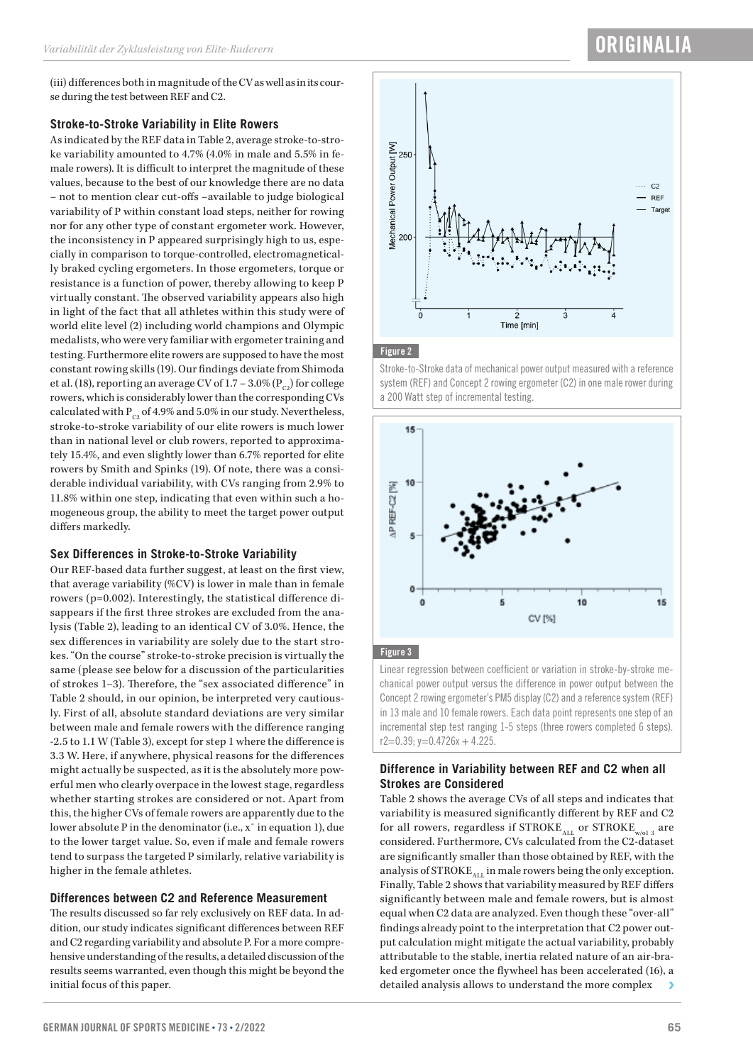(iii) differences both in magnitude of the CV as well as in its course during the test between REF and C2.

### Stroke-to-Stroke Variability in Elite Rowers

As indicated by the REF data in Table 2, average stroke-to-stroke variability amounted to 4.7% (4.0% in male and 5.5% in female rowers). It is difficult to interpret the magnitude of these values, because to the best of our knowledge there are no data – not to mention clear cut-offs –available to judge biological variability of P within constant load steps, neither for rowing nor for any other type of constant ergometer work. However, the inconsistency in P appeared surprisingly high to us, especially in comparison to torque-controlled, electromagnetically braked cycling ergometers. In those ergometers, torque or resistance is a function of power, thereby allowing to keep P virtually constant. The observed variability appears also high in light of the fact that all athletes within this study were of world elite level (2) including world champions and Olympic medalists, who were very familiar with ergometer training and testing. Furthermore elite rowers are supposed to have the most constant rowing skills (19). Our findings deviate from Shimoda et al. (18), reporting an average CV of 1.7 – 3.0% ($P_{C2}$) for college rowers, which is considerably lower than the corresponding CVs calculated with $P_{C2}$ of 4.9% and 5.0% in our study. Nevertheless, stroke-to-stroke variability of our elite rowers is much lower than in national level or club rowers, reported to approximately 15.4%, and even slightly lower than 6.7% reported for elite rowers by Smith and Spinks (19). Of note, there was a considerable individual variability, with CVs ranging from 2.9% to 11.8% within one step, indicating that even within such a homogeneous group, the ability to meet the target power output differs markedly.

### Sex Differences in Stroke-to-Stroke Variability

Our REF-based data further suggest, at least on the first view, that average variability (%CV) is lower in male than in female rowers (p=0.002). Interestingly, the statistical difference disappears if the first three strokes are excluded from the analysis (Table 2), leading to an identical CV of 3.0%. Hence, the sex differences in variability are solely due to the start strokes. "On the course" stroke-to-stroke precision is virtually the same (please see below for a discussion of the particularities of strokes 1–3). Therefore, the "sex associated difference" in Table 2 should, in our opinion, be interpreted very cautiously. First of all, absolute standard deviations are very similar between male and female rowers with the difference ranging -2.5 to 1.1 W (Table 3), except for step 1 where the difference is 3.3 W. Here, if anywhere, physical reasons for the differences might actually be suspected, as it is the absolutely more powerful men who clearly overpace in the lowest stage, regardless whether starting strokes are considered or not. Apart from this, the higher CVs of female rowers are apparently due to the lower absolute P in the denominator (i.e., $\bar{x}$ in equation 1), due to the lower target value. So, even if male and female rowers tend to surpass the targeted P similarly, relative variability is higher in the female athletes.

### Differences between C2 and Reference Measurement

The results discussed so far rely exclusively on REF data. In addition, our study indicates significant differences between REF and C2 regarding variability and absolute P. For a more comprehensive understanding of the results, a detailed discussion of the results seems warranted, even though this might be beyond the initial focus of this paper.

**Figure 2**

Stroke-to-Stroke data of mechanical power output measured with a reference system (REF) and Concept 2 rowing ergometer (C2) in one male rower during a 200 Watt step of incremental testing.

**Figure 3**

Linear regression between coefficient or variation in stroke-by-stroke mechanical power output versus the difference in power output between the Concept 2 rowing ergometer's PM5 display (C2) and a reference system (REF) in 13 male and 10 female rowers. Each data point represents one step of an incremental step test ranging 1-5 steps (three rowers completed 6 steps). r2=0.39; y=0.4726x + 4.225.

### Difference in Variability between REF and C2 when all Strokes are Considered

Table 2 shows the average CVs of all steps and indicates that variability is measured significantly different by REF and C2 for all rowers, regardless if $STROKE_{ALL}$ or $STROKE_{w/o1\ 3}$ are considered. Furthermore, CVs calculated from the C2-dataset are significantly smaller than those obtained by REF, with the analysis of $STROKE_{ALL}$ in male rowers being the only exception. Finally, Table 2 shows that variability measured by REF differs significantly between male and female rowers, but is almost equal when C2 data are analyzed. Even though these "over-all" findings already point to the interpretation that C2 power output calculation might mitigate the actual variability, probably attributable to the stable, inertia related nature of an air-braked ergometer once the flywheel has been accelerated (16), a detailed analysis allows to understand the more complex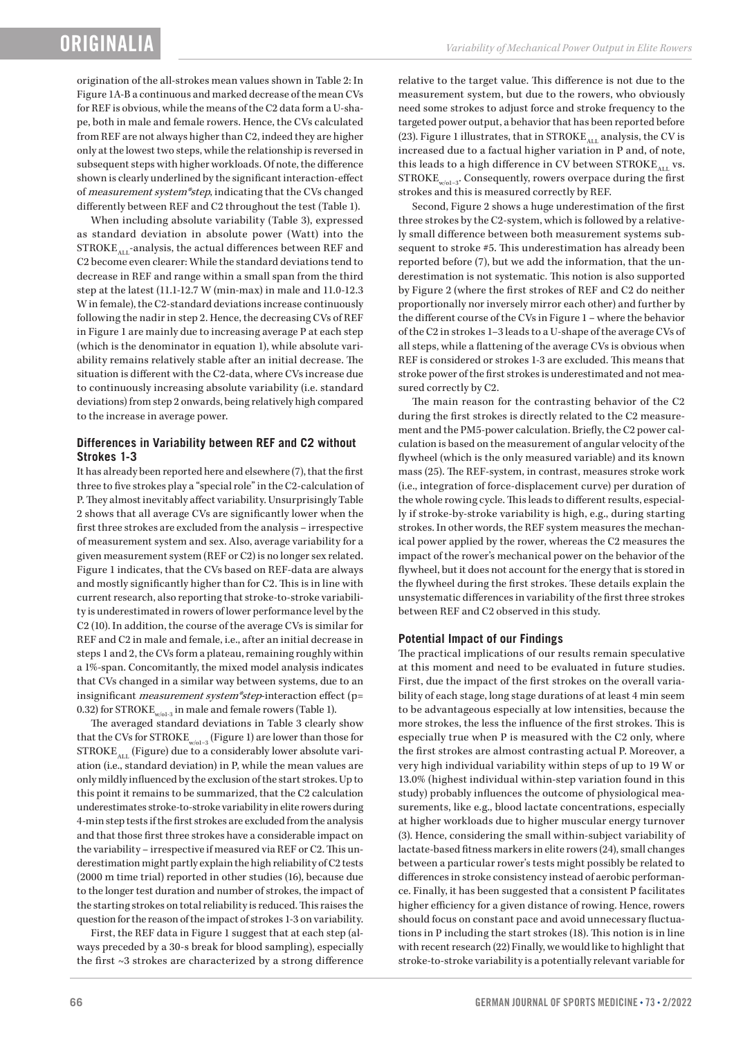origination of the all-strokes mean values shown in Table 2: In Figure 1A-B a continuous and marked decrease of the mean CVs for REF is obvious, while the means of the C2 data form a U-shape, both in male and female rowers. Hence, the CVs calculated from REF are not always higher than C2, indeed they are higher only at the lowest two steps, while the relationship is reversed in subsequent steps with higher workloads. Of note, the difference shown is clearly underlined by the significant interaction-effect of *measurement system*step*, indicating that the CVs changed differently between REF and C2 throughout the test (Table 1).

When including absolute variability (Table 3), expressed as standard deviation in absolute power (Watt) into the $STROKE_{ALL}$-analysis, the actual differences between REF and C2 become even clearer: While the standard deviations tend to decrease in REF and range within a small span from the third step at the latest (11.1-12.7 W (min-max) in male and 11.0-12.3 W in female), the C2-standard deviations increase continuously following the nadir in step 2. Hence, the decreasing CVs of REF in Figure 1 are mainly due to increasing average P at each step (which is the denominator in equation 1), while absolute variability remains relatively stable after an initial decrease. The situation is different with the C2-data, where CVs increase due to continuously increasing absolute variability (i.e. standard deviations) from step 2 onwards, being relatively high compared to the increase in average power.

### Differences in Variability between REF and C2 without Strokes 1-3

It has already been reported here and elsewhere (7), that the first three to five strokes play a "special role" in the C2-calculation of P. They almost inevitably affect variability. Unsurprisingly Table 2 shows that all average CVs are significantly lower when the first three strokes are excluded from the analysis – irrespective of measurement system and sex. Also, average variability for a given measurement system (REF or C2) is no longer sex related. Figure 1 indicates, that the CVs based on REF-data are always and mostly significantly higher than for C2. This is in line with current research, also reporting that stroke-to-stroke variability is underestimated in rowers of lower performance level by the C2 (10). In addition, the course of the average CVs is similar for REF and C2 in male and female, i.e., after an initial decrease in steps 1 and 2, the CVs form a plateau, remaining roughly within a 1%-span. Concomitantly, the mixed model analysis indicates that CVs changed in a similar way between systems, due to an insignificant *measurement system*step*-interaction effect (p= 0.32) for $STROKE_{w/o1-3}$ in male and female rowers (Table 1).

The averaged standard deviations in Table 3 clearly show that the CVs for $STROKE_{w/o1-3}$ (Figure 1) are lower than those for $STROKE_{ALL}$ (Figure) due to a considerably lower absolute variation (i.e., standard deviation) in P, while the mean values are only mildly influenced by the exclusion of the start strokes. Up to this point it remains to be summarized, that the C2 calculation underestimates stroke-to-stroke variability in elite rowers during 4-min step tests if the first strokes are excluded from the analysis and that those first three strokes have a considerable impact on the variability – irrespective if measured via REF or C2. This underestimation might partly explain the high reliability of C2 tests (2000 m time trial) reported in other studies (16), because due to the longer test duration and number of strokes, the impact of the starting strokes on total reliability is reduced. This raises the question for the reason of the impact of strokes 1-3 on variability.

First, the REF data in Figure 1 suggest that at each step (always preceded by a 30-s break for blood sampling), especially the first ~3 strokes are characterized by a strong difference relative to the target value. This difference is not due to the measurement system, but due to the rowers, who obviously need some strokes to adjust force and stroke frequency to the targeted power output, a behavior that has been reported before (23). Figure 1 illustrates, that in $STROKE_{ALL}$ analysis, the CV is increased due to a factual higher variation in P and, of note, this leads to a high difference in CV between $STROKE_{ALL}$ vs. $STROKE_{w/o1-3}$. Consequently, rowers overpace during the first strokes and this is measured correctly by REF.

Second, Figure 2 shows a huge underestimation of the first three strokes by the C2-system, which is followed by a relatively small difference between both measurement systems subsequent to stroke #5. This underestimation has already been reported before (7), but we add the information, that the underestimation is not systematic. This notion is also supported by Figure 2 (where the first strokes of REF and C2 do neither proportionally nor inversely mirror each other) and further by the different course of the CVs in Figure 1 – where the behavior of the C2 in strokes 1–3 leads to a U-shape of the average CVs of all steps, while a flattening of the average CVs is obvious when REF is considered or strokes 1-3 are excluded. This means that stroke power of the first strokes is underestimated and not measured correctly by C2.

The main reason for the contrasting behavior of the C2 during the first strokes is directly related to the C2 measurement and the PM5-power calculation. Briefly, the C2 power calculation is based on the measurement of angular velocity of the flywheel (which is the only measured variable) and its known mass (25). The REF-system, in contrast, measures stroke work (i.e., integration of force-displacement curve) per duration of the whole rowing cycle. This leads to different results, especially if stroke-by-stroke variability is high, e.g., during starting strokes. In other words, the REF system measures the mechanical power applied by the rower, whereas the C2 measures the impact of the rower's mechanical power on the behavior of the flywheel, but it does not account for the energy that is stored in the flywheel during the first strokes. These details explain the unsystematic differences in variability of the first three strokes between REF and C2 observed in this study.

### Potential Impact of our Findings

The practical implications of our results remain speculative at this moment and need to be evaluated in future studies. First, due the impact of the first strokes on the overall variability of each stage, long stage durations of at least 4 min seem to be advantageous especially at low intensities, because the more strokes, the less the influence of the first strokes. This is especially true when P is measured with the C2 only, where the first strokes are almost contrasting actual P. Moreover, a very high individual variability within steps of up to 19 W or 13.0% (highest individual within-step variation found in this study) probably influences the outcome of physiological measurements, like e.g., blood lactate concentrations, especially at higher workloads due to higher muscular energy turnover (3). Hence, considering the small within-subject variability of lactate-based fitness markers in elite rowers (24), small changes between a particular rower's tests might possibly be related to differences in stroke consistency instead of aerobic performance. Finally, it has been suggested that a consistent P facilitates higher efficiency for a given distance of rowing. Hence, rowers should focus on constant pace and avoid unnecessary fluctuations in P including the start strokes (18). This notion is in line with recent research (22) Finally, we would like to highlight that stroke-to-stroke variability is a potentially relevant variable for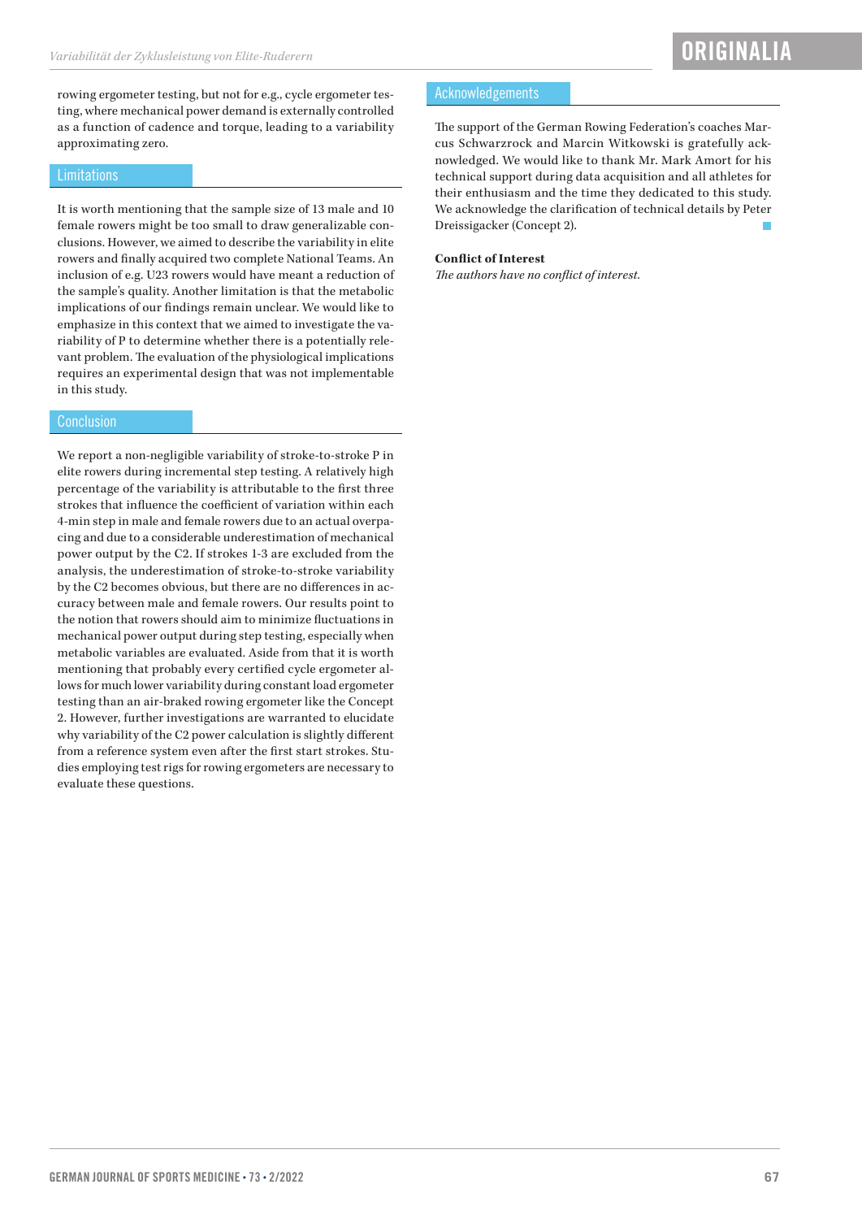rowing ergometer testing, but not for e.g., cycle ergometer testing, where mechanical power demand is externally controlled as a function of cadence and torque, leading to a variability approximating zero.

## Limitations

It is worth mentioning that the sample size of 13 male and 10 female rowers might be too small to draw generalizable conclusions. However, we aimed to describe the variability in elite rowers and finally acquired two complete National Teams. An inclusion of e.g. U23 rowers would have meant a reduction of the sample's quality. Another limitation is that the metabolic implications of our findings remain unclear. We would like to emphasize in this context that we aimed to investigate the variability of P to determine whether there is a potentially relevant problem. The evaluation of the physiological implications requires an experimental design that was not implementable in this study.

## Conclusion

We report a non-negligible variability of stroke-to-stroke P in elite rowers during incremental step testing. A relatively high percentage of the variability is attributable to the first three strokes that influence the coefficient of variation within each 4-min step in male and female rowers due to an actual overpacing and due to a considerable underestimation of mechanical power output by the C2. If strokes 1-3 are excluded from the analysis, the underestimation of stroke-to-stroke variability by the C2 becomes obvious, but there are no differences in accuracy between male and female rowers. Our results point to the notion that rowers should aim to minimize fluctuations in mechanical power output during step testing, especially when metabolic variables are evaluated. Aside from that it is worth mentioning that probably every certified cycle ergometer allows for much lower variability during constant load ergometer testing than an air-braked rowing ergometer like the Concept 2. However, further investigations are warranted to elucidate why variability of the C2 power calculation is slightly different from a reference system even after the first start strokes. Studies employing test rigs for rowing ergometers are necessary to evaluate these questions.

## Acknowledgements

The support of the German Rowing Federation's coaches Marcus Schwarzrock and Marcin Witkowski is gratefully acknowledged. We would like to thank Mr. Mark Amort for his technical support during data acquisition and all athletes for their enthusiasm and the time they dedicated to this study. We acknowledge the clarification of technical details by Peter Dreissigacker (Concept 2).

**Conflict of Interest**

*The authors have no conflict of interest.*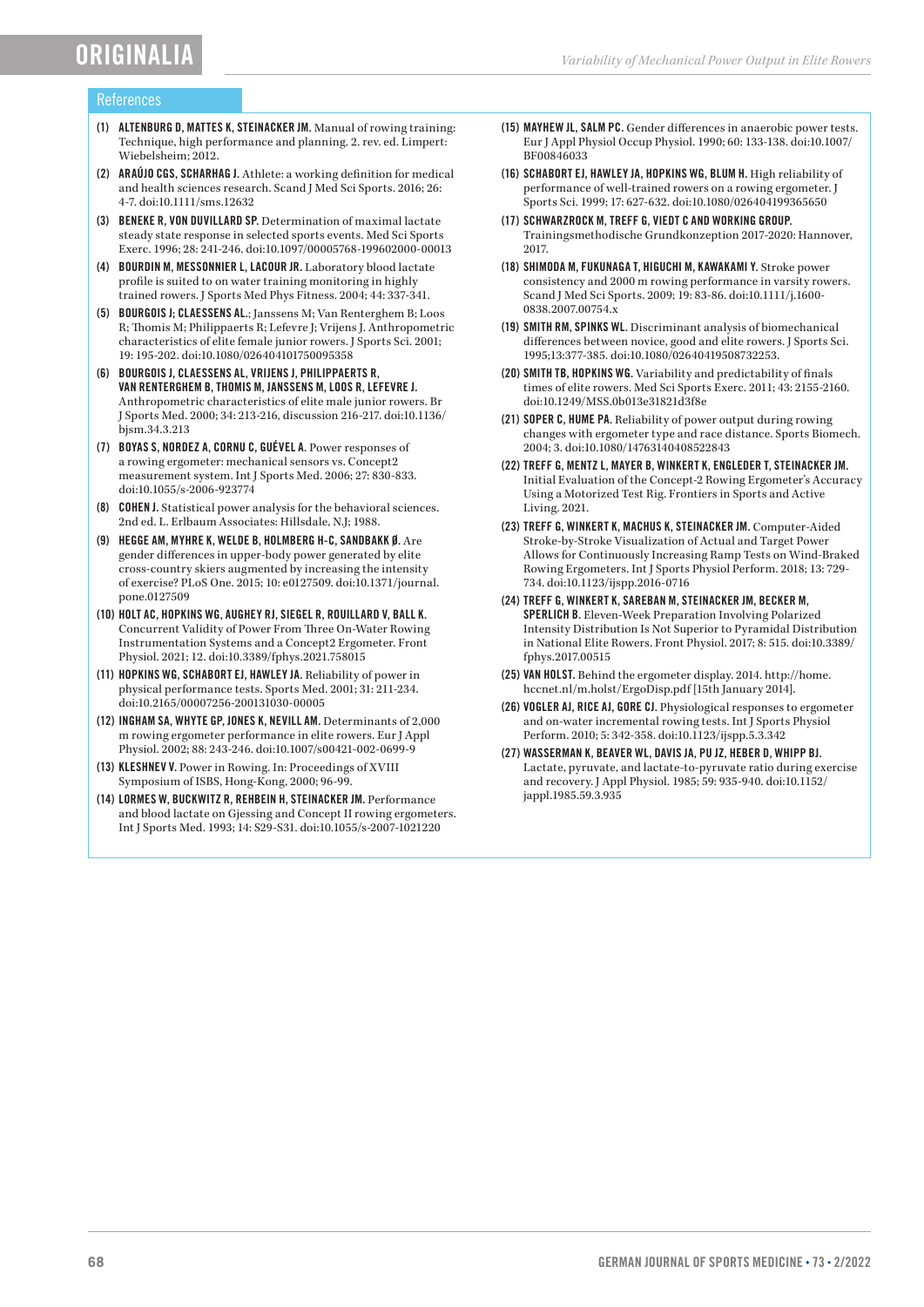## References

(1) **ALTENBURG D, MATTES K, STEINACKER JM.** Manual of rowing training: Technique, high performance and planning. 2. rev. ed. Limpert: Wiebelsheim; 2012.

(2) **ARAÚJO CGS, SCHARHAG J.** Athlete: a working definition for medical and health sciences research. Scand J Med Sci Sports. 2016; 26: 4-7. doi:10.1111/sms.12632

(3) **BENEKE R, VON DUVILLARD SP.** Determination of maximal lactate steady state response in selected sports events. Med Sci Sports Exerc. 1996; 28: 241-246. doi:10.1097/00005768-199602000-00013

(4) **BOURDIN M, MESSONNIER L, LACOUR JR.** Laboratory blood lactate profile is suited to on water training monitoring in highly trained rowers. J Sports Med Phys Fitness. 2004; 44: 337-341.

(5) **BOURGOIS J; CLAESSENS AL.**; Janssens M; Van Renterghem B; Loos R; Thomis M; Philippaerts R; Lefevre J; Vrijens J. Anthropometric characteristics of elite female junior rowers. J Sports Sci. 2001; 19: 195-202. doi:10.1080/026404101750095358

(6) **BOURGOIS J, CLAESSENS AL, VRIJENS J, PHILIPPAERTS R, VAN RENTERGHEM B, THOMIS M, JANSSENS M, LOOS R, LEFEVRE J.** Anthropometric characteristics of elite male junior rowers. Br J Sports Med. 2000; 34: 213-216, discussion 216-217. doi:10.1136/bjsm.34.3.213

(7) **BOYAS S, NORDEZ A, CORNU C, GUÉVEL A.** Power responses of a rowing ergometer: mechanical sensors vs. Concept2 measurement system. Int J Sports Med. 2006; 27: 830-833. doi:10.1055/s-2006-923774

(8) **COHEN J.** Statistical power analysis for the behavioral sciences. 2nd ed. L. Erlbaum Associates: Hillsdale, N.J; 1988.

(9) **HEGGE AM, MYHRE K, WELDE B, HOLMBERG H-C, SANDBAKK Ø.** Are gender differences in upper-body power generated by elite cross-country skiers augmented by increasing the intensity of exercise? PLoS One. 2015; 10: e0127509. doi:10.1371/journal.pone.0127509

(10) **HOLT AC, HOPKINS WG, AUGHEY RJ, SIEGEL R, ROUILLARD V, BALL K.** Concurrent Validity of Power From Three On-Water Rowing Instrumentation Systems and a Concept2 Ergometer. Front Physiol. 2021; 12. doi:10.3389/fphys.2021.758015

(11) **HOPKINS WG, SCHABORT EJ, HAWLEY JA.** Reliability of power in physical performance tests. Sports Med. 2001; 31: 211-234. doi:10.2165/00007256-200131030-00005

(12) **INGHAM SA, WHYTE GP, JONES K, NEVILL AM.** Determinants of 2,000 m rowing ergometer performance in elite rowers. Eur J Appl Physiol. 2002; 88: 243-246. doi:10.1007/s00421-002-0699-9

(13) **KLESHNEV V.** Power in Rowing. In: Proceedings of XVIII Symposium of ISBS, Hong-Kong, 2000; 96-99.

(14) **LORMES W, BUCKWITZ R, REHBEIN H, STEINACKER JM.** Performance and blood lactate on Gjessing and Concept II rowing ergometers. Int J Sports Med. 1993; 14: S29-S31. doi:10.1055/s-2007-1021220

(15) **MAYHEW JL, SALM PC.** Gender differences in anaerobic power tests. Eur J Appl Physiol Occup Physiol. 1990; 60: 133-138. doi:10.1007/BF00846033

(16) **SCHABORT EJ, HAWLEY JA, HOPKINS WG, BLUM H.** High reliability of performance of well-trained rowers on a rowing ergometer. J Sports Sci. 1999; 17: 627-632. doi:10.1080/026404199365650

(17) **SCHWARZROCK M, TREFF G, VIEDT C AND WORKING GROUP.** Trainingsmethodische Grundkonzeption 2017-2020: Hannover, 2017.

(18) **SHIMODA M, FUKUNAGA T, HIGUCHI M, KAWAKAMI Y.** Stroke power consistency and 2000 m rowing performance in varsity rowers. Scand J Med Sci Sports. 2009; 19: 83-86. doi:10.1111/j.1600-0838.2007.00754.x

(19) **SMITH RM, SPINKS WL.** Discriminant analysis of biomechanical differences between novice, good and elite rowers. J Sports Sci. 1995;13:377-385. doi:10.1080/02640419508732253.

(20) **SMITH TB, HOPKINS WG.** Variability and predictability of finals times of elite rowers. Med Sci Sports Exerc. 2011; 43: 2155-2160. doi:10.1249/MSS.0b013e31821d3f8e

(21) **SOPER C, HUME PA.** Reliability of power output during rowing changes with ergometer type and race distance. Sports Biomech. 2004; 3. doi:10.1080/14763140408522843

(22) **TREFF G, MENTZ L, MAYER B, WINKERT K, ENGLEDER T, STEINACKER JM.** Initial Evaluation of the Concept-2 Rowing Ergometer's Accuracy Using a Motorized Test Rig. Frontiers in Sports and Active Living. 2021.

(23) **TREFF G, WINKERT K, MACHUS K, STEINACKER JM.** Computer-Aided Stroke-by-Stroke Visualization of Actual and Target Power Allows for Continuously Increasing Ramp Tests on Wind-Braked Rowing Ergometers. Int J Sports Physiol Perform. 2018; 13: 729-734. doi:10.1123/ijspp.2016-0716

(24) **TREFF G, WINKERT K, SAREBAN M, STEINACKER JM, BECKER M, SPERLICH B.** Eleven-Week Preparation Involving Polarized Intensity Distribution Is Not Superior to Pyramidal Distribution in National Elite Rowers. Front Physiol. 2017; 8: 515. doi:10.3389/fphys.2017.00515

(25) **VAN HOLST.** Behind the ergometer display. 2014. http://home.hccnet.nl/m.holst/ErgoDisp.pdf [15th January 2014].

(26) **VOGLER AJ, RICE AJ, GORE CJ.** Physiological responses to ergometer and on-water incremental rowing tests. Int J Sports Physiol Perform. 2010; 5: 342-358. doi:10.1123/ijspp.5.3.342

(27) **WASSERMAN K, BEAVER WL, DAVIS JA, PU JZ, HEBER D, WHIPP BJ.** Lactate, pyruvate, and lactate-to-pyruvate ratio during exercise and recovery. J Appl Physiol. 1985; 59: 935-940. doi:10.1152/jappl.1985.59.3.935